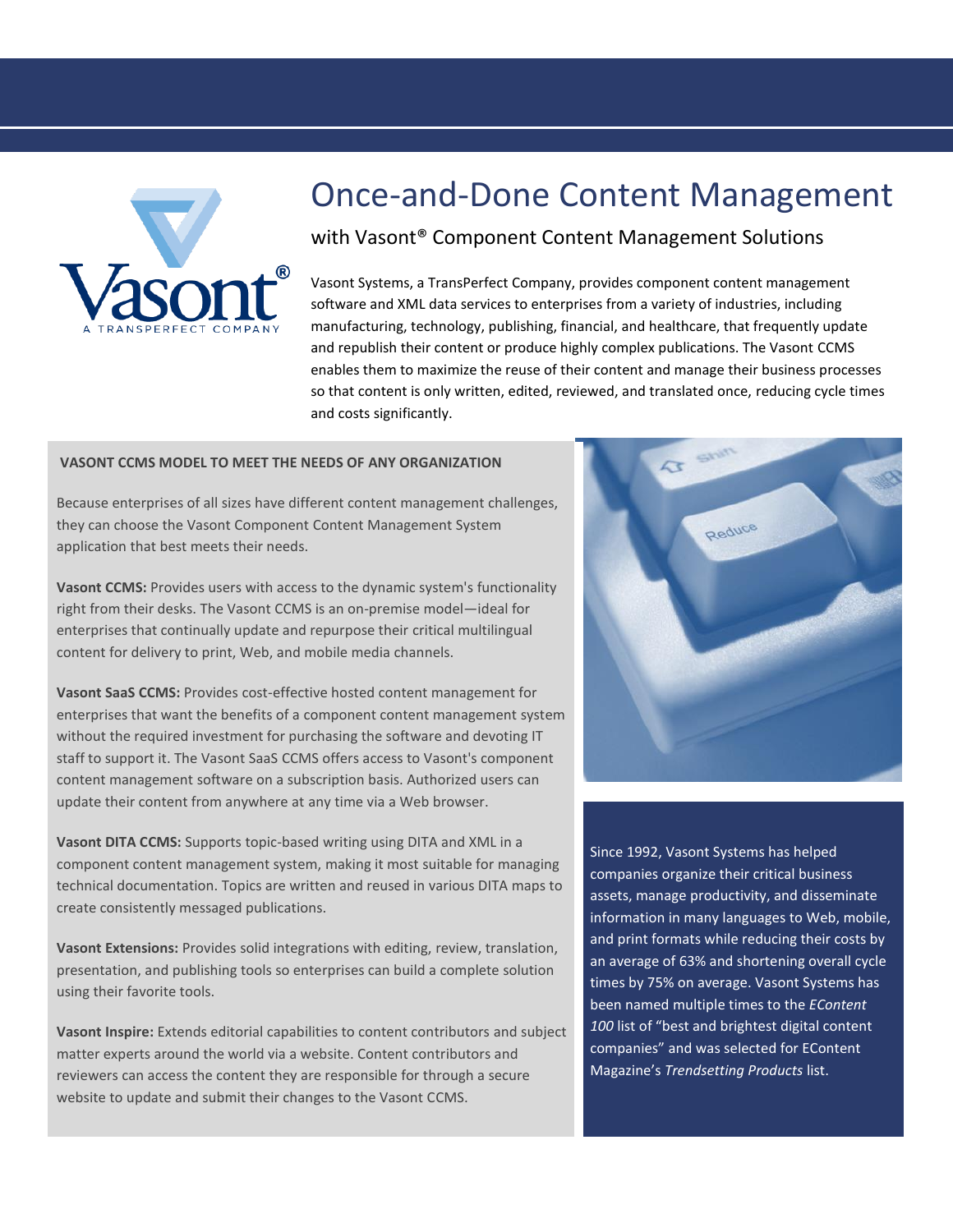# Once-and-Done Content Management

## with Vasont® Component Content Management Solutions

Vasont Systems, a TransPerfect Company, provides component content management software and XML data services to enterprises from a variety of industries, including manufacturing, technology, publishing, financial, and healthcare, that frequently update and republish their content or produce highly complex publications. The Vasont CCMS enables them to maximize the reuse of their content and manage their business processes so that content is only written, edited, reviewed, and translated once, reducing cycle times and costs significantly.

### VASONT CCMS MODEL TO MEET THE NEEDS OF ANY ORGANIZATION

Because enterprises of all sizes have different content management challenges, they can choose the Vasont Component Content Management System application that best meets their needs.

**Vasont CCMS:** Provides users with access to the dynamic system's functionality right from their desks. The Vasont CCMS is an on-premise model—ideal for enterprises that continually update and repurpose their critical multilingual content for delivery to print, Web, and mobile media channels.

**Vasont SaaS CCMS:** Provides cost-effective hosted content management for enterprises that want the benefits of a component content management system without the required investment for purchasing the software and devoting IT staff to support it. The Vasont SaaS CCMS offers access to Vasont's component content management software on a subscription basis. Authorized users can update their content from anywhere at any time via a Web browser.

**Vasont DITA CCMS:** Supports topic-based writing using DITA and XML in a component content management system, making it most suitable for managing technical documentation. Topics are written and reused in various DITA maps to create consistently messaged publications.

**Vasont Extensions:** Provides solid integrations with editing, review, translation, presentation, and publishing tools so enterprises can build a complete solution using their favorite tools.

**Vasont Inspire:** Extends editorial capabilities to content contributors and subject matter experts around the world via a website. Content contributors and reviewers can access the content they are responsible for through a secure website to update and submit their changes to the Vasont CCMS.

Since 1992, Vasont Systems has helped companies organize their critical business assets, manage productivity, and disseminate information in many languages to Web, mobile, and print formats while reducing their costs by an average of 63% and shortening overall cycle times by 75% on average. Vasont Systems has been named multiple times to the *EContent 100* list of "best and brightest digital content companies" and was selected for EContent Magazine's *Trendsetting Products* list.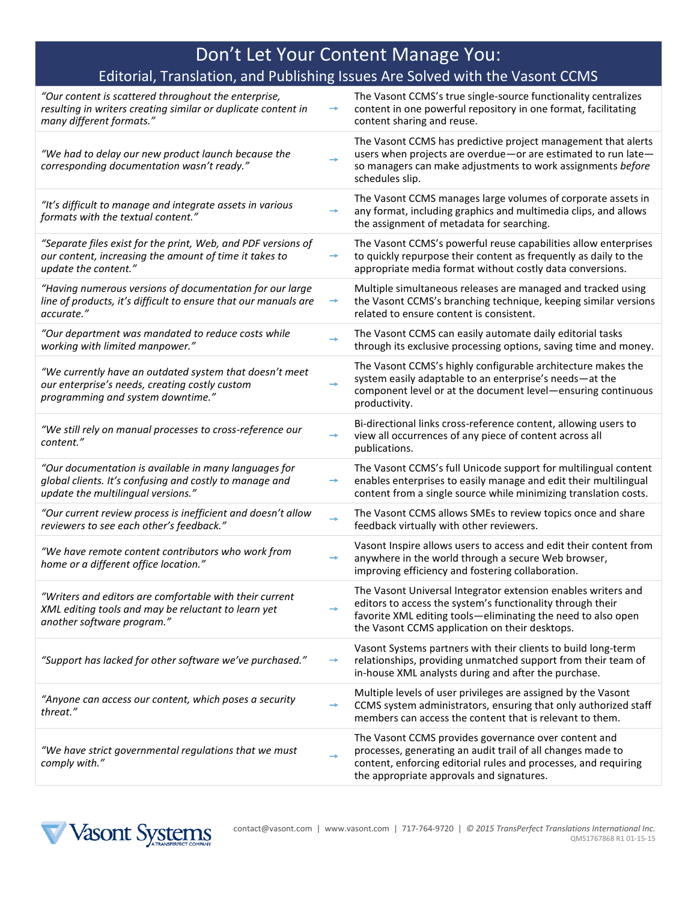# Don't Let Your Content Manage You:

## Editorial, Translation, and Publishing Issues Are Solved with the Vasont CCMS

| | | |
|---|---|---|
| *"Our content is scattered throughout the enterprise, resulting in writers creating similar or duplicate content in many different formats."* | → | The Vasont CCMS's true single-source functionality centralizes content in one powerful repository in one format, facilitating content sharing and reuse. |
| *"We had to delay our new product launch because the corresponding documentation wasn't ready."* | → | The Vasont CCMS has predictive project management that alerts users when projects are overdue—or are estimated to run late—so managers can make adjustments to work assignments *before* schedules slip. |
| *"It's difficult to manage and integrate assets in various formats with the textual content."* | → | The Vasont CCMS manages large volumes of corporate assets in any format, including graphics and multimedia clips, and allows the assignment of metadata for searching. |
| *"Separate files exist for the print, Web, and PDF versions of our content, increasing the amount of time it takes to update the content."* | → | The Vasont CCMS's powerful reuse capabilities allow enterprises to quickly repurpose their content as frequently as daily to the appropriate media format without costly data conversions. |
| *"Having numerous versions of documentation for our large line of products, it's difficult to ensure that our manuals are accurate."* | → | Multiple simultaneous releases are managed and tracked using the Vasont CCMS's branching technique, keeping similar versions related to ensure content is consistent. |
| *"Our department was mandated to reduce costs while working with limited manpower."* | → | The Vasont CCMS can easily automate daily editorial tasks through its exclusive processing options, saving time and money. |
| *"We currently have an outdated system that doesn't meet our enterprise's needs, creating costly custom programming and system downtime."* | → | The Vasont CCMS's highly configurable architecture makes the system easily adaptable to an enterprise's needs—at the component level or at the document level—ensuring continuous productivity. |
| *"We still rely on manual processes to cross-reference our content."* | → | Bi-directional links cross-reference content, allowing users to view all occurrences of any piece of content across all publications. |
| *"Our documentation is available in many languages for global clients. It's confusing and costly to manage and update the multilingual versions."* | → | The Vasont CCMS's full Unicode support for multilingual content enables enterprises to easily manage and edit their multilingual content from a single source while minimizing translation costs. |
| *"Our current review process is inefficient and doesn't allow reviewers to see each other's feedback."* | → | The Vasont CCMS allows SMEs to review topics once and share feedback virtually with other reviewers. |
| *"We have remote content contributors who work from home or a different office location."* | → | Vasont Inspire allows users to access and edit their content from anywhere in the world through a secure Web browser, improving efficiency and fostering collaboration. |
| *"Writers and editors are comfortable with their current XML editing tools and may be reluctant to learn yet another software program."* | → | The Vasont Universal Integrator extension enables writers and editors to access the system's functionality through their favorite XML editing tools—eliminating the need to also open the Vasont CCMS application on their desktops. |
| *"Support has lacked for other software we've purchased."* | → | Vasont Systems partners with their clients to build long-term relationships, providing unmatched support from their team of in-house XML analysts during and after the purchase. |
| *"Anyone can access our content, which poses a security threat."* | → | Multiple levels of user privileges are assigned by the Vasont CCMS system administrators, ensuring that only authorized staff members can access the content that is relevant to them. |
| *"We have strict governmental regulations that we must comply with."* | → | The Vasont CCMS provides governance over content and processes, generating an audit trail of all changes made to content, enforcing editorial rules and processes, and requiring the appropriate approvals and signatures. |

Vasont Systems
A TRANSPERFECT COMPANY

contact@vasont.com | www.vasont.com | 717-764-9720 | *© 2015 TransPerfect Translations International Inc.*

QMS1767868 R1 01-15-15